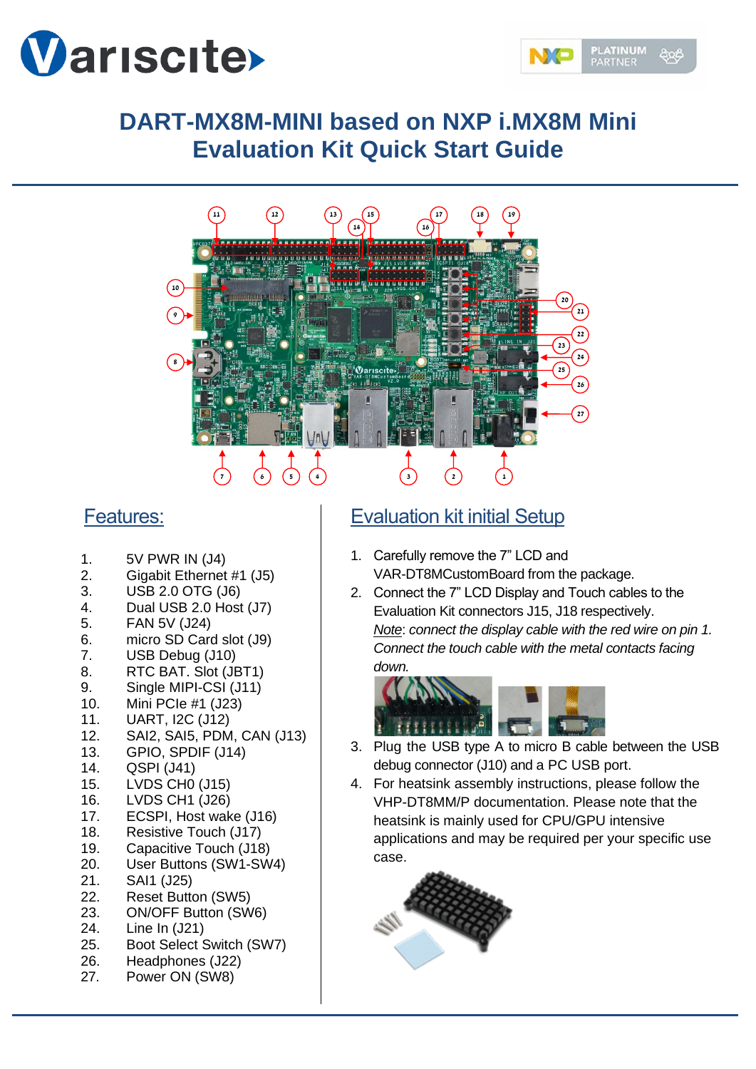# DART-MX8M-MINI based on NXP i.MX8M Mini Evaluation Kit Quick Start Guide

## Features:

1. 5V PWR IN (J4)
2. Gigabit Ethernet #1 (J5)
3. USB 2.0 OTG (J6)
4. Dual USB 2.0 Host (J7)
5. FAN 5V (J24)
6. micro SD Card slot (J9)
7. USB Debug (J10)
8. RTC BAT. Slot (JBT1)
9. Single MIPI-CSI (J11)
10. Mini PCIe #1 (J23)
11. UART, I2C (J12)
12. SAI2, SAI5, PDM, CAN (J13)
13. GPIO, SPDIF (J14)
14. QSPI (J41)
15. LVDS CH0 (J15)
16. LVDS CH1 (J26)
17. ECSPI, Host wake (J16)
18. Resistive Touch (J17)
19. Capacitive Touch (J18)
20. User Buttons (SW1-SW4)
21. SAI1 (J25)
22. Reset Button (SW5)
23. ON/OFF Button (SW6)
24. Line In (J21)
25. Boot Select Switch (SW7)
26. Headphones (J22)
27. Power ON (SW8)

## Evaluation kit initial Setup

1. Carefully remove the 7" LCD and VAR-DT8MCustomBoard from the package.
2. Connect the 7" LCD Display and Touch cables to the Evaluation Kit connectors J15, J18 respectively.
   *Note: connect the display cable with the red wire on pin 1. Connect the touch cable with the metal contacts facing down.*
3. Plug the USB type A to micro B cable between the USB debug connector (J10) and a PC USB port.
4. For heatsink assembly instructions, please follow the VHP-DT8MM/P documentation. Please note that the heatsink is mainly used for CPU/GPU intensive applications and may be required per your specific use case.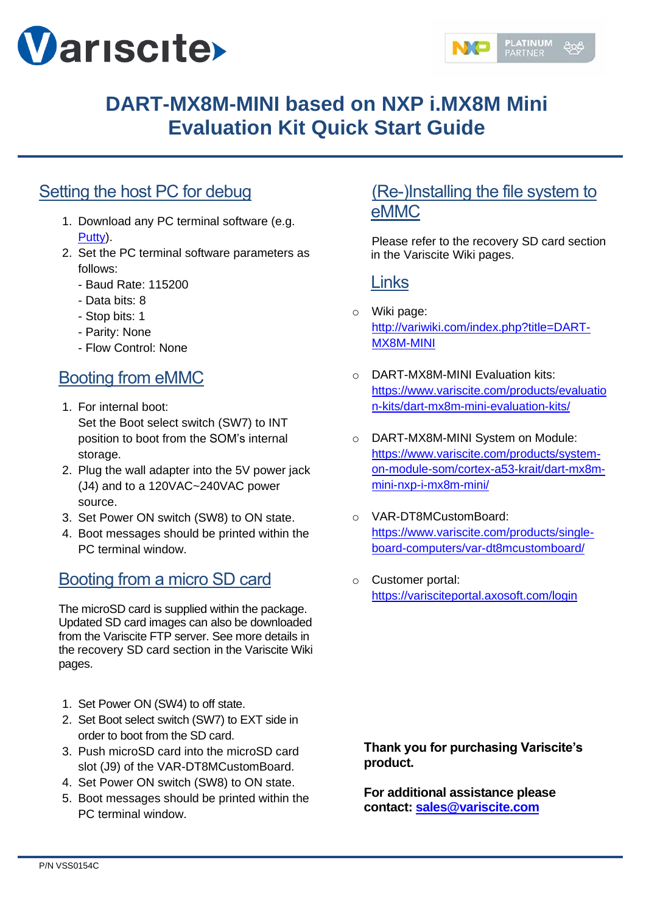# DART-MX8M-MINI based on NXP i.MX8M Mini Evaluation Kit Quick Start Guide

## Setting the host PC for debug

1. Download any PC terminal software (e.g. Putty).
2. Set the PC terminal software parameters as follows:
   - Baud Rate: 115200
   - Data bits: 8
   - Stop bits: 1
   - Parity: None
   - Flow Control: None

## Booting from eMMC

1. For internal boot:
   Set the Boot select switch (SW7) to INT position to boot from the SOM's internal storage.
2. Plug the wall adapter into the 5V power jack (J4) and to a 120VAC~240VAC power source.
3. Set Power ON switch (SW8) to ON state.
4. Boot messages should be printed within the PC terminal window.

## Booting from a micro SD card

The microSD card is supplied within the package. Updated SD card images can also be downloaded from the Variscite FTP server. See more details in the recovery SD card section in the Variscite Wiki pages.

1. Set Power ON (SW4) to off state.
2. Set Boot select switch (SW7) to EXT side in order to boot from the SD card.
3. Push microSD card into the microSD card slot (J9) of the VAR-DT8MCustomBoard.
4. Set Power ON switch (SW8) to ON state.
5. Boot messages should be printed within the PC terminal window.

## (Re-)Installing the file system to eMMC

Please refer to the recovery SD card section in the Variscite Wiki pages.

## Links

- Wiki page:
  http://variwiki.com/index.php?title=DART-MX8M-MINI
- DART-MX8M-MINI Evaluation kits:
  https://www.variscite.com/products/evaluation-kits/dart-mx8m-mini-evaluation-kits/
- DART-MX8M-MINI System on Module:
  https://www.variscite.com/products/system-on-module-som/cortex-a53-krait/dart-mx8m-mini-nxp-i-mx8m-mini/
- VAR-DT8MCustomBoard:
  https://www.variscite.com/products/single-board-computers/var-dt8mcustomboard/
- Customer portal:
  https://varisciteportal.axosoft.com/login

**Thank you for purchasing Variscite's product.**

**For additional assistance please contact: sales@variscite.com**

P/N VSS0154C